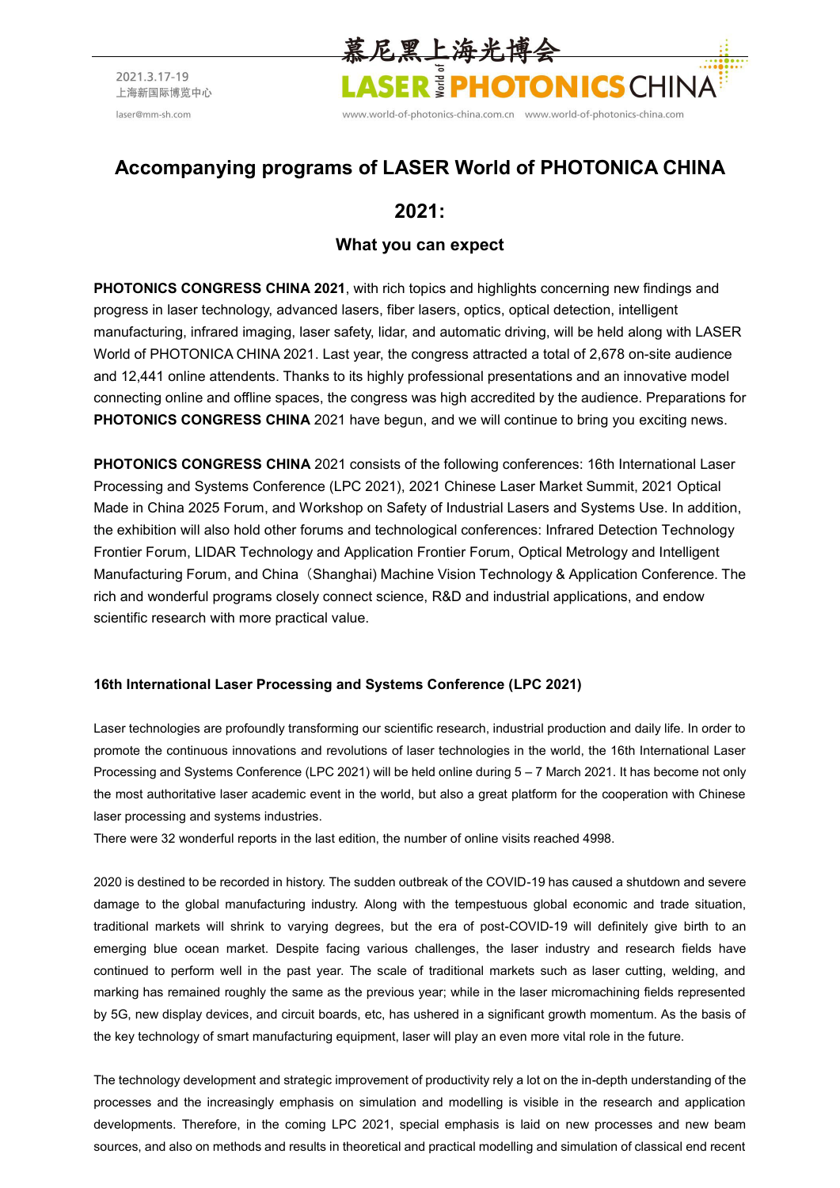# Accompanying programs of LASER World of PHOTONICA CHINA 2021:

### What you can expect

**PHOTONICS CONGRESS CHINA 2021**, with rich topics and highlights concerning new findings and progress in laser technology, advanced lasers, fiber lasers, optics, optical detection, intelligent manufacturing, infrared imaging, laser safety, lidar, and automatic driving, will be held along with LASER World of PHOTONICA CHINA 2021. Last year, the congress attracted a total of 2,678 on-site audience and 12,441 online attendents. Thanks to its highly professional presentations and an innovative model connecting online and offline spaces, the congress was high accredited by the audience. Preparations for **PHOTONICS CONGRESS CHINA** 2021 have begun, and we will continue to bring you exciting news.

**PHOTONICS CONGRESS CHINA** 2021 consists of the following conferences: 16th International Laser Processing and Systems Conference (LPC 2021), 2021 Chinese Laser Market Summit, 2021 Optical Made in China 2025 Forum, and Workshop on Safety of Industrial Lasers and Systems Use. In addition, the exhibition will also hold other forums and technological conferences: Infrared Detection Technology Frontier Forum, LIDAR Technology and Application Frontier Forum, Optical Metrology and Intelligent Manufacturing Forum, and China（Shanghai) Machine Vision Technology & Application Conference. The rich and wonderful programs closely connect science, R&D and industrial applications, and endow scientific research with more practical value.

#### 16th International Laser Processing and Systems Conference (LPC 2021)

Laser technologies are profoundly transforming our scientific research, industrial production and daily life. In order to promote the continuous innovations and revolutions of laser technologies in the world, the 16th International Laser Processing and Systems Conference (LPC 2021) will be held online during 5 – 7 March 2021. It has become not only the most authoritative laser academic event in the world, but also a great platform for the cooperation with Chinese laser processing and systems industries.

There were 32 wonderful reports in the last edition, the number of online visits reached 4998.

2020 is destined to be recorded in history. The sudden outbreak of the COVID-19 has caused a shutdown and severe damage to the global manufacturing industry. Along with the tempestuous global economic and trade situation, traditional markets will shrink to varying degrees, but the era of post-COVID-19 will definitely give birth to an emerging blue ocean market. Despite facing various challenges, the laser industry and research fields have continued to perform well in the past year. The scale of traditional markets such as laser cutting, welding, and marking has remained roughly the same as the previous year; while in the laser micromachining fields represented by 5G, new display devices, and circuit boards, etc, has ushered in a significant growth momentum. As the basis of the key technology of smart manufacturing equipment, laser will play an even more vital role in the future.

The technology development and strategic improvement of productivity rely a lot on the in-depth understanding of the processes and the increasingly emphasis on simulation and modelling is visible in the research and application developments. Therefore, in the coming LPC 2021, special emphasis is laid on new processes and new beam sources, and also on methods and results in theoretical and practical modelling and simulation of classical end recent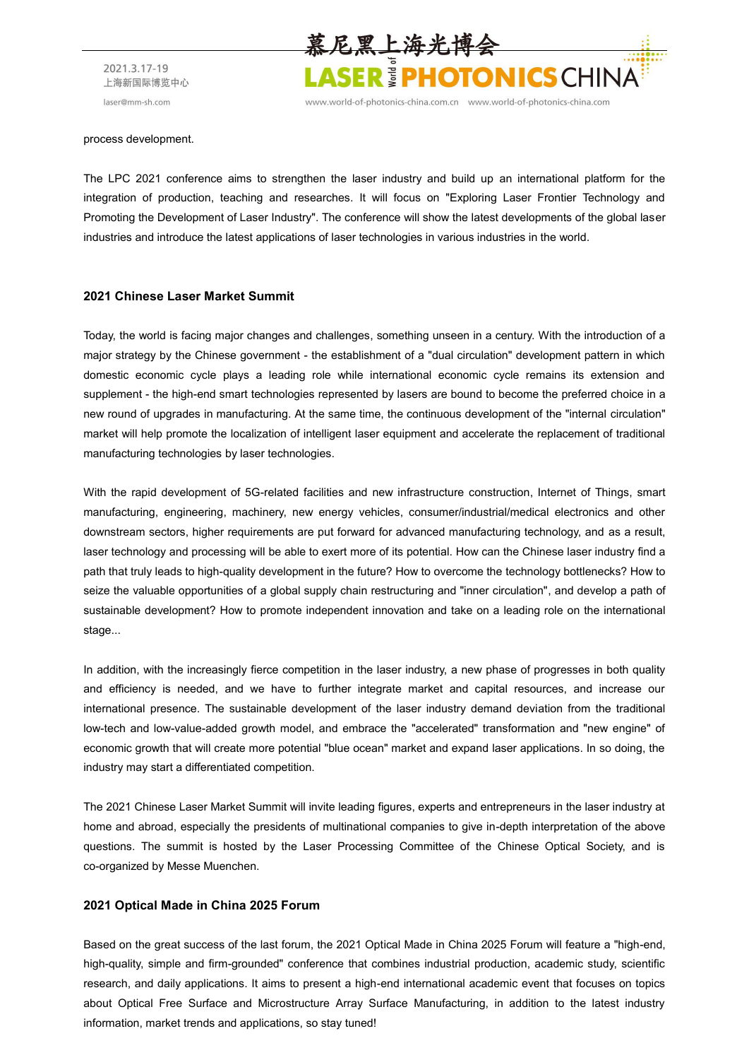process development.

The LPC 2021 conference aims to strengthen the laser industry and build up an international platform for the integration of production, teaching and researches. It will focus on "Exploring Laser Frontier Technology and Promoting the Development of Laser Industry". The conference will show the latest developments of the global laser industries and introduce the latest applications of laser technologies in various industries in the world.

### 2021 Chinese Laser Market Summit

Today, the world is facing major changes and challenges, something unseen in a century. With the introduction of a major strategy by the Chinese government - the establishment of a "dual circulation" development pattern in which domestic economic cycle plays a leading role while international economic cycle remains its extension and supplement - the high-end smart technologies represented by lasers are bound to become the preferred choice in a new round of upgrades in manufacturing. At the same time, the continuous development of the "internal circulation" market will help promote the localization of intelligent laser equipment and accelerate the replacement of traditional manufacturing technologies by laser technologies.

With the rapid development of 5G-related facilities and new infrastructure construction, Internet of Things, smart manufacturing, engineering, machinery, new energy vehicles, consumer/industrial/medical electronics and other downstream sectors, higher requirements are put forward for advanced manufacturing technology, and as a result, laser technology and processing will be able to exert more of its potential. How can the Chinese laser industry find a path that truly leads to high-quality development in the future? How to overcome the technology bottlenecks? How to seize the valuable opportunities of a global supply chain restructuring and "inner circulation", and develop a path of sustainable development? How to promote independent innovation and take on a leading role on the international stage...

In addition, with the increasingly fierce competition in the laser industry, a new phase of progresses in both quality and efficiency is needed, and we have to further integrate market and capital resources, and increase our international presence. The sustainable development of the laser industry demand deviation from the traditional low-tech and low-value-added growth model, and embrace the "accelerated" transformation and "new engine" of economic growth that will create more potential "blue ocean" market and expand laser applications. In so doing, the industry may start a differentiated competition.

The 2021 Chinese Laser Market Summit will invite leading figures, experts and entrepreneurs in the laser industry at home and abroad, especially the presidents of multinational companies to give in-depth interpretation of the above questions. The summit is hosted by the Laser Processing Committee of the Chinese Optical Society, and is co-organized by Messe Muenchen.

### 2021 Optical Made in China 2025 Forum

Based on the great success of the last forum, the 2021 Optical Made in China 2025 Forum will feature a "high-end, high-quality, simple and firm-grounded" conference that combines industrial production, academic study, scientific research, and daily applications. It aims to present a high-end international academic event that focuses on topics about Optical Free Surface and Microstructure Array Surface Manufacturing, in addition to the latest industry information, market trends and applications, so stay tuned!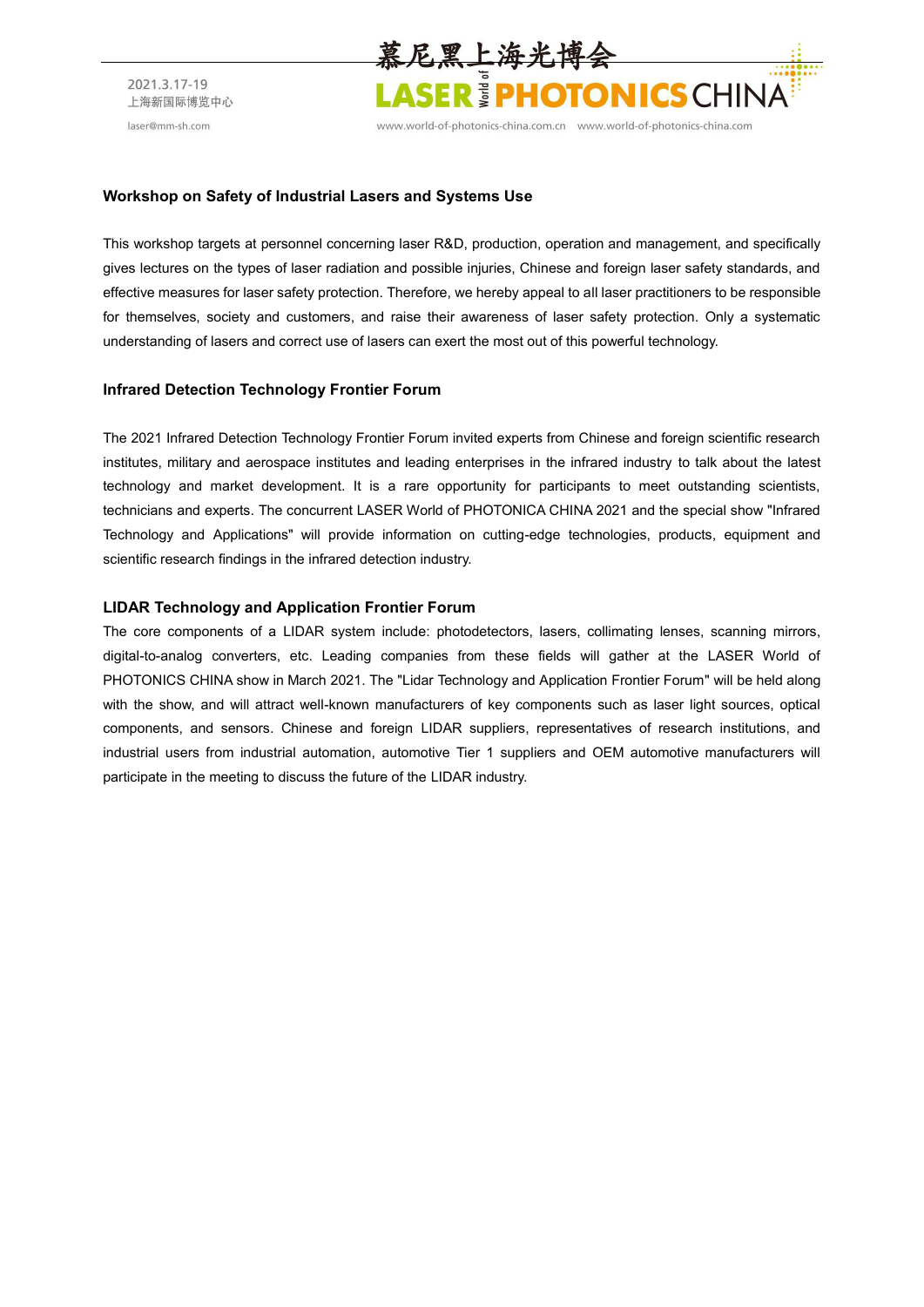### Workshop on Safety of Industrial Lasers and Systems Use

This workshop targets at personnel concerning laser R&D, production, operation and management, and specifically gives lectures on the types of laser radiation and possible injuries, Chinese and foreign laser safety standards, and effective measures for laser safety protection. Therefore, we hereby appeal to all laser practitioners to be responsible for themselves, society and customers, and raise their awareness of laser safety protection. Only a systematic understanding of lasers and correct use of lasers can exert the most out of this powerful technology.

### Infrared Detection Technology Frontier Forum

The 2021 Infrared Detection Technology Frontier Forum invited experts from Chinese and foreign scientific research institutes, military and aerospace institutes and leading enterprises in the infrared industry to talk about the latest technology and market development. It is a rare opportunity for participants to meet outstanding scientists, technicians and experts. The concurrent LASER World of PHOTONICA CHINA 2021 and the special show "Infrared Technology and Applications" will provide information on cutting-edge technologies, products, equipment and scientific research findings in the infrared detection industry.

### LIDAR Technology and Application Frontier Forum

The core components of a LIDAR system include: photodetectors, lasers, collimating lenses, scanning mirrors, digital-to-analog converters, etc. Leading companies from these fields will gather at the LASER World of PHOTONICS CHINA show in March 2021. The "Lidar Technology and Application Frontier Forum" will be held along with the show, and will attract well-known manufacturers of key components such as laser light sources, optical components, and sensors. Chinese and foreign LIDAR suppliers, representatives of research institutions, and industrial users from industrial automation, automotive Tier 1 suppliers and OEM automotive manufacturers will participate in the meeting to discuss the future of the LIDAR industry.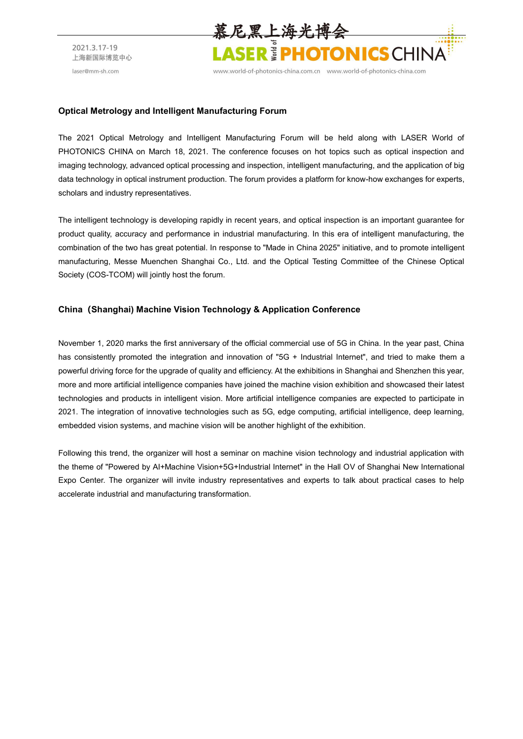## Optical Metrology and Intelligent Manufacturing Forum

The 2021 Optical Metrology and Intelligent Manufacturing Forum will be held along with LASER World of PHOTONICS CHINA on March 18, 2021. The conference focuses on hot topics such as optical inspection and imaging technology, advanced optical processing and inspection, intelligent manufacturing, and the application of big data technology in optical instrument production. The forum provides a platform for know-how exchanges for experts, scholars and industry representatives.

The intelligent technology is developing rapidly in recent years, and optical inspection is an important guarantee for product quality, accuracy and performance in industrial manufacturing. In this era of intelligent manufacturing, the combination of the two has great potential. In response to "Made in China 2025" initiative, and to promote intelligent manufacturing, Messe Muenchen Shanghai Co., Ltd. and the Optical Testing Committee of the Chinese Optical Society (COS-TCOM) will jointly host the forum.

## China (Shanghai) Machine Vision Technology & Application Conference

November 1, 2020 marks the first anniversary of the official commercial use of 5G in China. In the year past, China has consistently promoted the integration and innovation of "5G + Industrial Internet", and tried to make them a powerful driving force for the upgrade of quality and efficiency. At the exhibitions in Shanghai and Shenzhen this year, more and more artificial intelligence companies have joined the machine vision exhibition and showcased their latest technologies and products in intelligent vision. More artificial intelligence companies are expected to participate in 2021. The integration of innovative technologies such as 5G, edge computing, artificial intelligence, deep learning, embedded vision systems, and machine vision will be another highlight of the exhibition.

Following this trend, the organizer will host a seminar on machine vision technology and industrial application with the theme of "Powered by AI+Machine Vision+5G+Industrial Internet" in the Hall OV of Shanghai New International Expo Center. The organizer will invite industry representatives and experts to talk about practical cases to help accelerate industrial and manufacturing transformation.